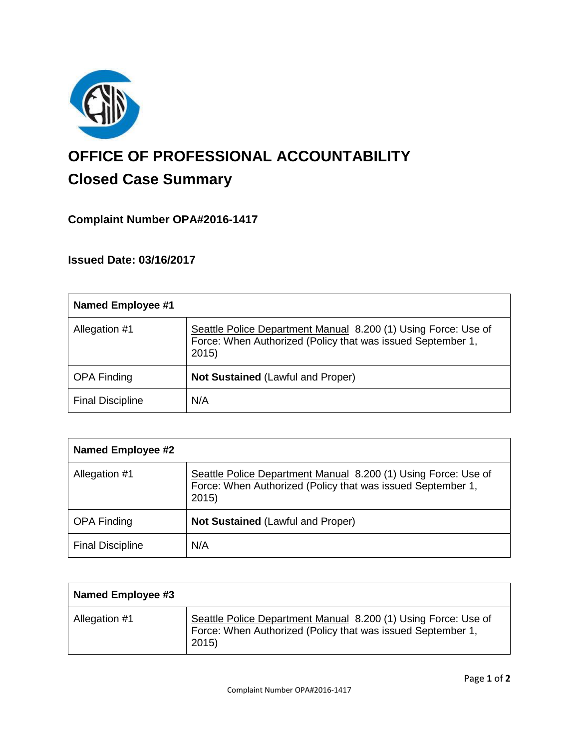# OFFICE OF PROFESSIONAL ACCOUNTABILITY

## Closed Case Summary

### Complaint Number OPA#2016-1417

### Issued Date: 03/16/2017

| **Named Employee #1** | |
|---|---|
| Allegation #1 | Seattle Police Department Manual 8.200 (1) Using Force: Use of Force: When Authorized (Policy that was issued September 1, 2015) |
| OPA Finding | **Not Sustained** (Lawful and Proper) |
| Final Discipline | N/A |

| **Named Employee #2** | |
|---|---|
| Allegation #1 | Seattle Police Department Manual 8.200 (1) Using Force: Use of Force: When Authorized (Policy that was issued September 1, 2015) |
| OPA Finding | **Not Sustained** (Lawful and Proper) |
| Final Discipline | N/A |

| **Named Employee #3** | |
|---|---|
| Allegation #1 | Seattle Police Department Manual 8.200 (1) Using Force: Use of Force: When Authorized (Policy that was issued September 1, 2015) |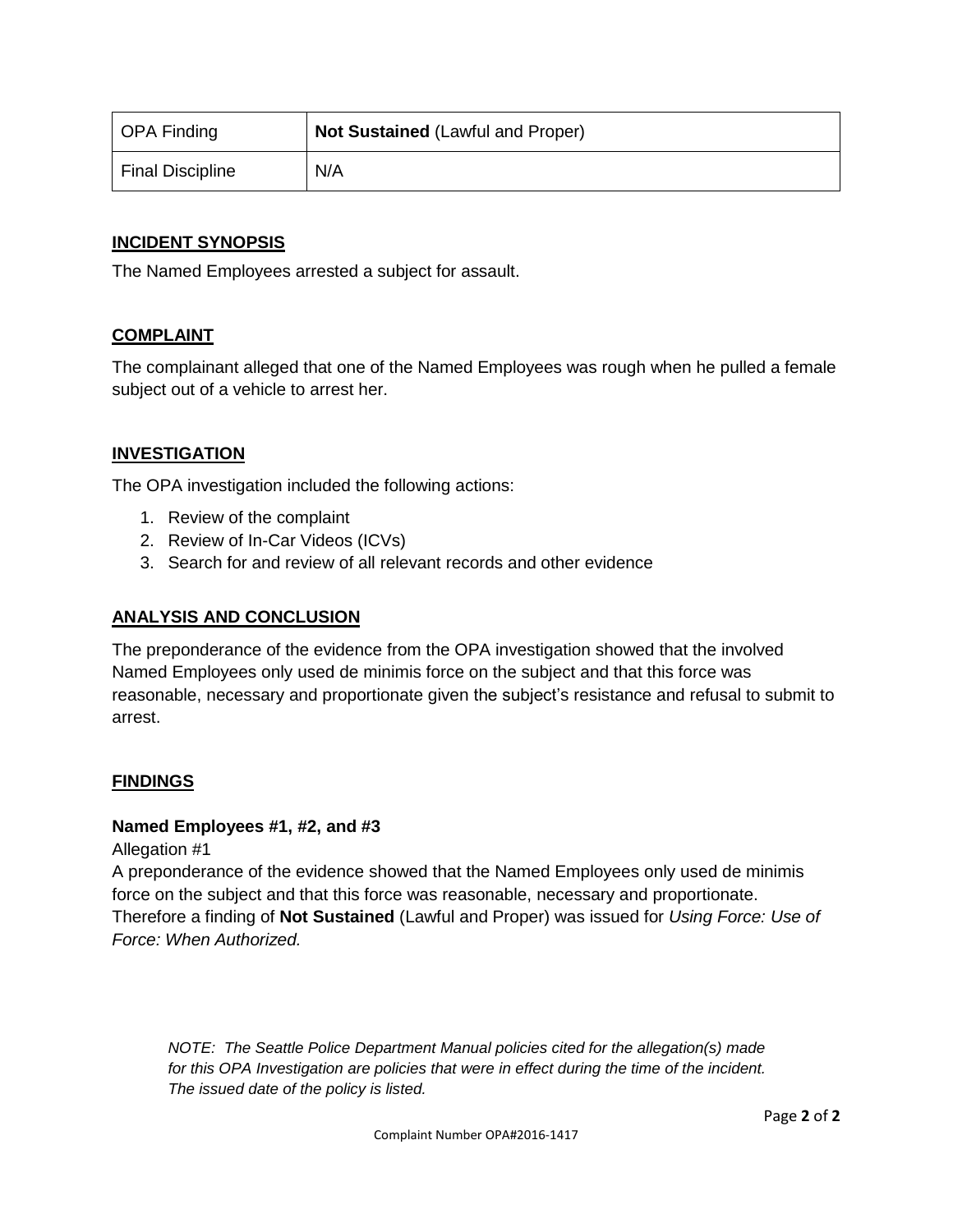| | |
|---|---|
| OPA Finding | **Not Sustained** (Lawful and Proper) |
| Final Discipline | N/A |

## INCIDENT SYNOPSIS

The Named Employees arrested a subject for assault.

## COMPLAINT

The complainant alleged that one of the Named Employees was rough when he pulled a female subject out of a vehicle to arrest her.

## INVESTIGATION

The OPA investigation included the following actions:

1. Review of the complaint
2. Review of In-Car Videos (ICVs)
3. Search for and review of all relevant records and other evidence

## ANALYSIS AND CONCLUSION

The preponderance of the evidence from the OPA investigation showed that the involved Named Employees only used de minimis force on the subject and that this force was reasonable, necessary and proportionate given the subject's resistance and refusal to submit to arrest.

## FINDINGS

**Named Employees #1, #2, and #3**

Allegation #1

A preponderance of the evidence showed that the Named Employees only used de minimis force on the subject and that this force was reasonable, necessary and proportionate. Therefore a finding of **Not Sustained** (Lawful and Proper) was issued for *Using Force: Use of Force: When Authorized.*

*NOTE: The Seattle Police Department Manual policies cited for the allegation(s) made for this OPA Investigation are policies that were in effect during the time of the incident. The issued date of the policy is listed.*

Complaint Number OPA#2016-1417